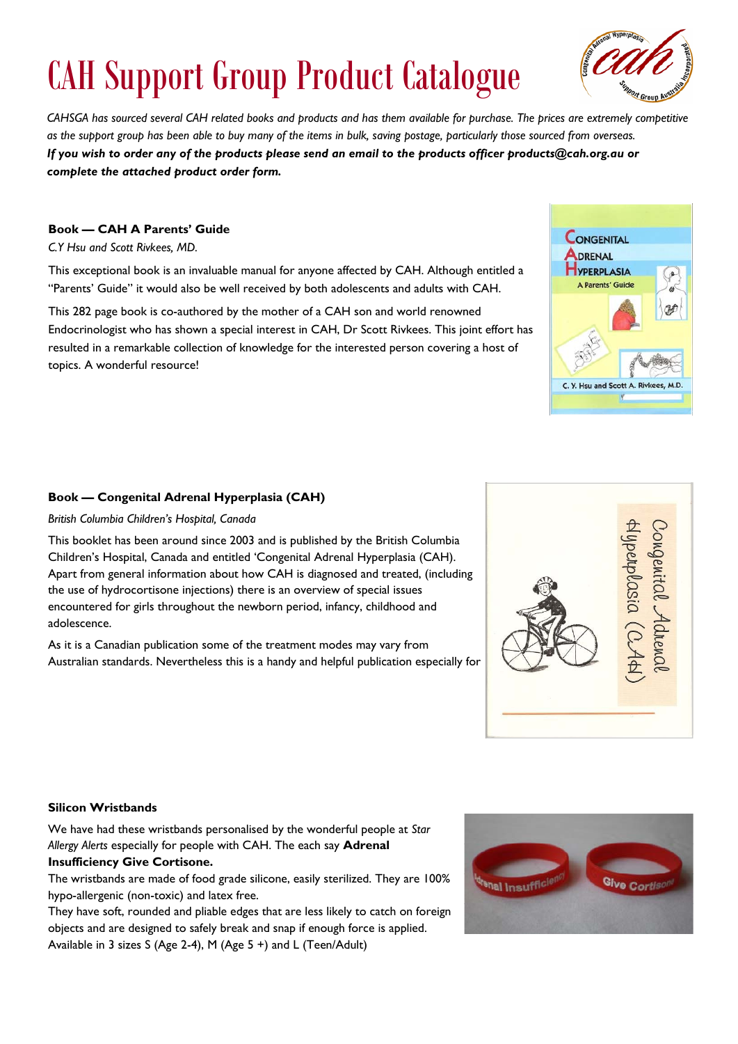# CAH Support Group Product Catalogue

*CAHSGA has sourced several CAH related books and products and has them available for purchase. The prices are extremely competitive as the support group has been able to buy many of the items in bulk, saving postage, particularly those sourced from overseas.*

***If you wish to order any of the products please send an email to the products officer products@cah.org.au or complete the attached product order form.***

**Book — CAH A Parents' Guide**

*C.Y Hsu and Scott Rivkees, MD.*

This exceptional book is an invaluable manual for anyone affected by CAH. Although entitled a "Parents' Guide" it would also be well received by both adolescents and adults with CAH.

This 282 page book is co-authored by the mother of a CAH son and world renowned Endocrinologist who has shown a special interest in CAH, Dr Scott Rivkees. This joint effort has resulted in a remarkable collection of knowledge for the interested person covering a host of topics. A wonderful resource!

**Book — Congenital Adrenal Hyperplasia (CAH)**

*British Columbia Children's Hospital, Canada*

This booklet has been around since 2003 and is published by the British Columbia Children's Hospital, Canada and entitled 'Congenital Adrenal Hyperplasia (CAH). Apart from general information about how CAH is diagnosed and treated, (including the use of hydrocortisone injections) there is an overview of special issues encountered for girls throughout the newborn period, infancy, childhood and adolescence.

As it is a Canadian publication some of the treatment modes may vary from Australian standards. Nevertheless this is a handy and helpful publication especially for

**Silicon Wristbands**

We have had these wristbands personalised by the wonderful people at *Star Allergy Alerts* especially for people with CAH. The each say **Adrenal Insufficiency Give Cortisone.**

The wristbands are made of food grade silicone, easily sterilized. They are 100% hypo-allergenic (non-toxic) and latex free.

They have soft, rounded and pliable edges that are less likely to catch on foreign objects and are designed to safely break and snap if enough force is applied.

Available in 3 sizes S (Age 2-4), M (Age 5 +) and L (Teen/Adult)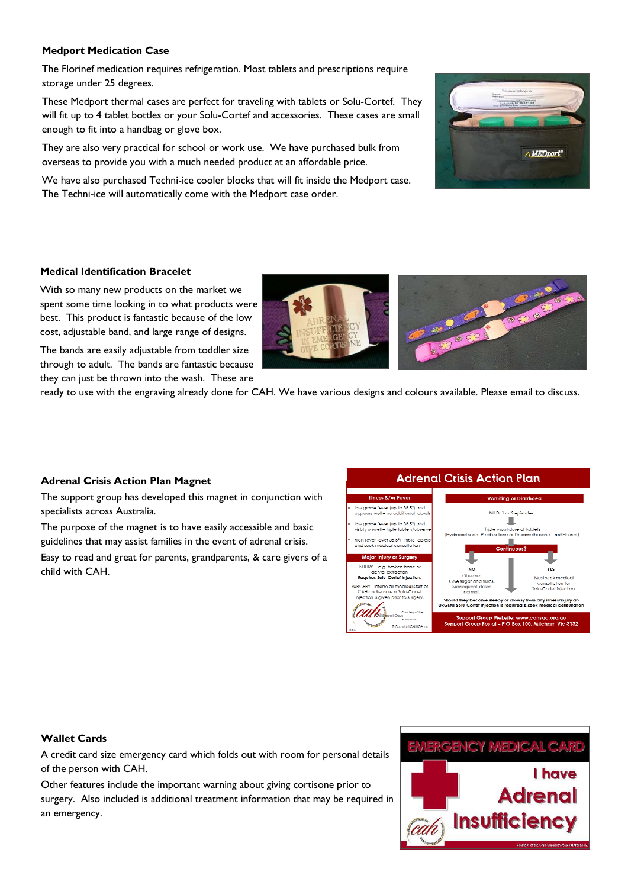**Medport Medication Case**

The Florinef medication requires refrigeration. Most tablets and prescriptions require storage under 25 degrees.

These Medport thermal cases are perfect for traveling with tablets or Solu-Cortef. They will fit up to 4 tablet bottles or your Solu-Cortef and accessories. These cases are small enough to fit into a handbag or glove box.

They are also very practical for school or work use. We have purchased bulk from overseas to provide you with a much needed product at an affordable price.

We have also purchased Techni-ice cooler blocks that will fit inside the Medport case. The Techni-ice will automatically come with the Medport case order.

**Medical Identification Bracelet**

With so many new products on the market we spent some time looking in to what products were best. This product is fantastic because of the low cost, adjustable band, and large range of designs.

The bands are easily adjustable from toddler size through to adult. The bands are fantastic because they can just be thrown into the wash. These are ready to use with the engraving already done for CAH. We have various designs and colours available. Please email to discuss.

**Adrenal Crisis Action Plan Magnet**

The support group has developed this magnet in conjunction with specialists across Australia.

The purpose of the magnet is to have easily accessible and basic guidelines that may assist families in the event of adrenal crisis.

Easy to read and great for parents, grandparents, & care givers of a child with CAH.

**Wallet Cards**

A credit card size emergency card which folds out with room for personal details of the person with CAH.

Other features include the important warning about giving cortisone prior to surgery. Also included is additional treatment information that may be required in an emergency.